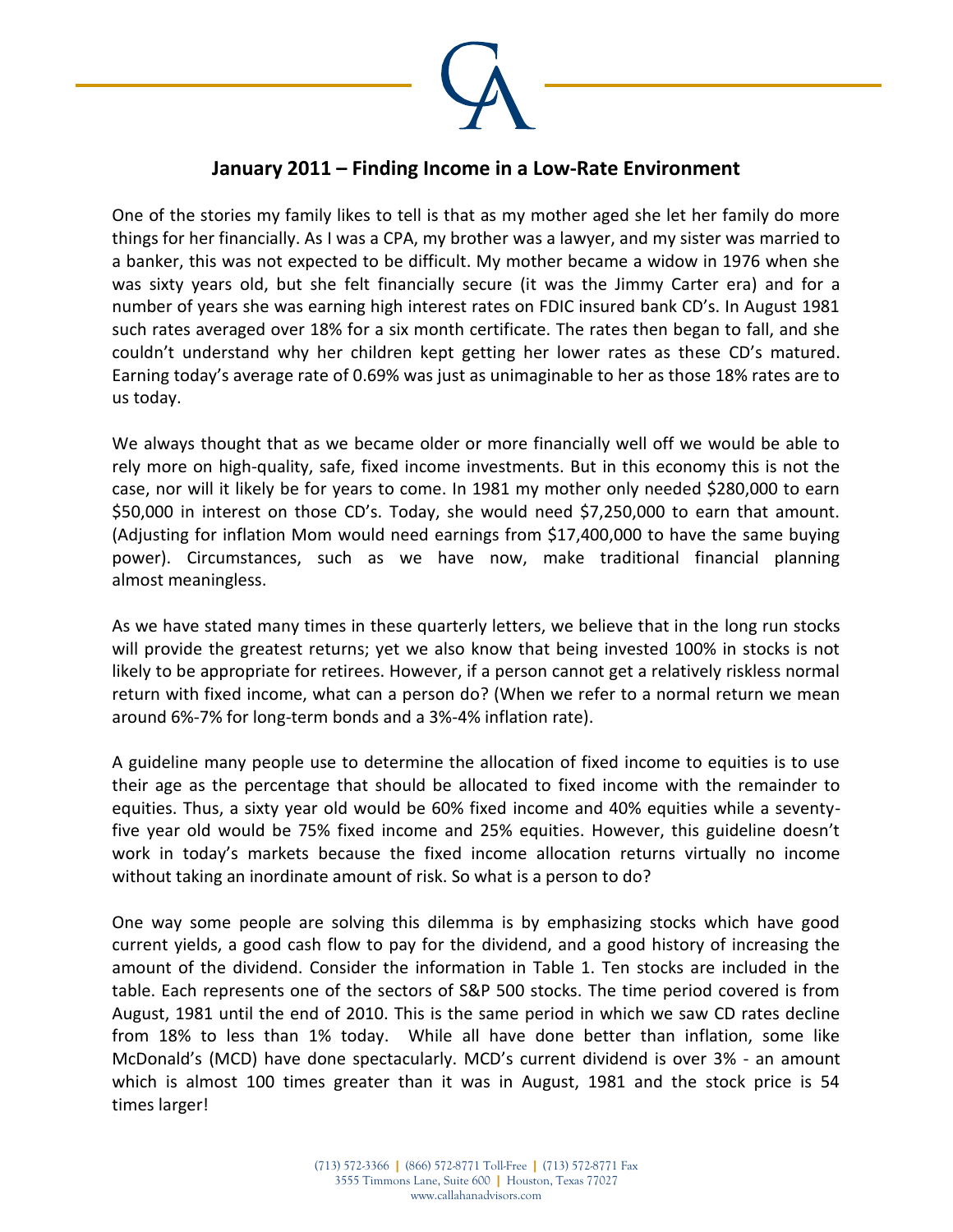# January 2011 – Finding Income in a Low-Rate Environment

One of the stories my family likes to tell is that as my mother aged she let her family do more things for her financially. As I was a CPA, my brother was a lawyer, and my sister was married to a banker, this was not expected to be difficult. My mother became a widow in 1976 when she was sixty years old, but she felt financially secure (it was the Jimmy Carter era) and for a number of years she was earning high interest rates on FDIC insured bank CD's. In August 1981 such rates averaged over 18% for a six month certificate. The rates then began to fall, and she couldn't understand why her children kept getting her lower rates as these CD's matured. Earning today's average rate of 0.69% was just as unimaginable to her as those 18% rates are to us today.

We always thought that as we became older or more financially well off we would be able to rely more on high-quality, safe, fixed income investments. But in this economy this is not the case, nor will it likely be for years to come. In 1981 my mother only needed $280,000 to earn $50,000 in interest on those CD's. Today, she would need $7,250,000 to earn that amount. (Adjusting for inflation Mom would need earnings from $17,400,000 to have the same buying power). Circumstances, such as we have now, make traditional financial planning almost meaningless.

As we have stated many times in these quarterly letters, we believe that in the long run stocks will provide the greatest returns; yet we also know that being invested 100% in stocks is not likely to be appropriate for retirees. However, if a person cannot get a relatively riskless normal return with fixed income, what can a person do? (When we refer to a normal return we mean around 6%-7% for long-term bonds and a 3%-4% inflation rate).

A guideline many people use to determine the allocation of fixed income to equities is to use their age as the percentage that should be allocated to fixed income with the remainder to equities. Thus, a sixty year old would be 60% fixed income and 40% equities while a seventy-five year old would be 75% fixed income and 25% equities. However, this guideline doesn't work in today's markets because the fixed income allocation returns virtually no income without taking an inordinate amount of risk. So what is a person to do?

One way some people are solving this dilemma is by emphasizing stocks which have good current yields, a good cash flow to pay for the dividend, and a good history of increasing the amount of the dividend. Consider the information in Table 1. Ten stocks are included in the table. Each represents one of the sectors of S&P 500 stocks. The time period covered is from August, 1981 until the end of 2010. This is the same period in which we saw CD rates decline from 18% to less than 1% today. While all have done better than inflation, some like McDonald's (MCD) have done spectacularly. MCD's current dividend is over 3% - an amount which is almost 100 times greater than it was in August, 1981 and the stock price is 54 times larger!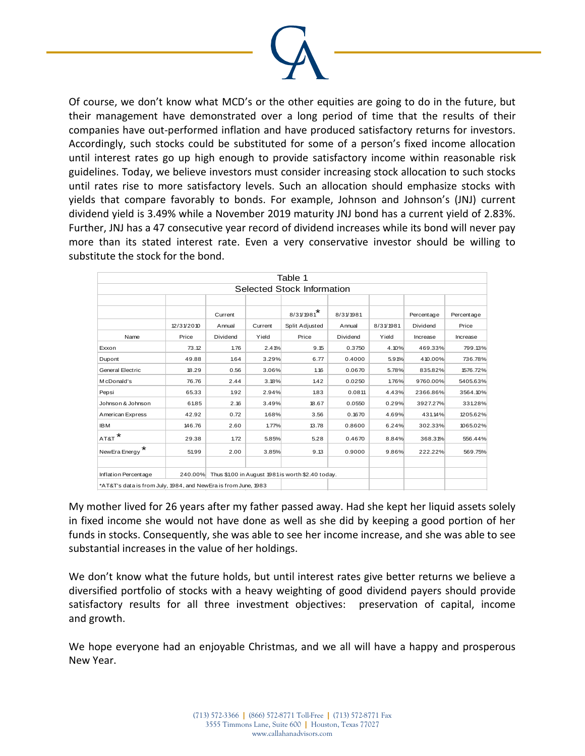Of course, we don't know what MCD's or the other equities are going to do in the future, but their management have demonstrated over a long period of time that the results of their companies have out-performed inflation and have produced satisfactory returns for investors. Accordingly, such stocks could be substituted for some of a person's fixed income allocation until interest rates go up high enough to provide satisfactory income within reasonable risk guidelines. Today, we believe investors must consider increasing stock allocation to such stocks until rates rise to more satisfactory levels. Such an allocation should emphasize stocks with yields that compare favorably to bonds. For example, Johnson and Johnson's (JNJ) current dividend yield is 3.49% while a November 2019 maturity JNJ bond has a current yield of 2.83%. Further, JNJ has a 47 consecutive year record of dividend increases while its bond will never pay more than its stated interest rate. Even a very conservative investor should be willing to substitute the stock for the bond.

Table 1

Selected Stock Information

| Name | 12/31/2010 Price | Current Annual Dividend | Current Yield | 8/31/1981* Split Adjusted Price | 8/31/1981 Annual Dividend | 8/31/1981 Yield | Percentage Dividend Increase | Percentage Price Increase |
|---|---|---|---|---|---|---|---|---|
| Exxon | 73.12 | 1.76 | 2.41% | 9.15 | 0.3750 | 4.10% | 469.33% | 799.13% |
| Dupont | 49.88 | 1.64 | 3.29% | 6.77 | 0.4000 | 5.91% | 410.00% | 736.78% |
| General Electric | 18.29 | 0.56 | 3.06% | 1.16 | 0.0670 | 5.78% | 835.82% | 1576.72% |
| McDonald's | 76.76 | 2.44 | 3.18% | 1.42 | 0.0250 | 1.76% | 9760.00% | 5405.63% |
| Pepsi | 65.33 | 1.92 | 2.94% | 1.83 | 0.0811 | 4.43% | 2366.86% | 3564.10% |
| Johnson & Johnson | 61.85 | 2.16 | 3.49% | 18.67 | 0.0550 | 0.29% | 3927.27% | 331.28% |
| American Express | 42.92 | 0.72 | 1.68% | 3.56 | 0.1670 | 4.69% | 431.14% | 1205.62% |
| IBM | 146.76 | 2.60 | 1.77% | 13.78 | 0.8600 | 6.24% | 302.33% | 1065.02% |
| AT&T* | 29.38 | 1.72 | 5.85% | 5.28 | 0.4670 | 8.84% | 368.31% | 556.44% |
| NewEra Energy* | 51.99 | 2.00 | 3.85% | 9.13 | 0.9000 | 9.86% | 222.22% | 569.75% |
| Inflation Percentage | 240.00% | Thus $1.00 in August 1981 is worth $2.40 today. | | | | | | |

*AT&T's data is from July, 1984, and NewEra is from June, 1983

My mother lived for 26 years after my father passed away. Had she kept her liquid assets solely in fixed income she would not have done as well as she did by keeping a good portion of her funds in stocks. Consequently, she was able to see her income increase, and she was able to see substantial increases in the value of her holdings.

We don't know what the future holds, but until interest rates give better returns we believe a diversified portfolio of stocks with a heavy weighting of good dividend payers should provide satisfactory results for all three investment objectives: preservation of capital, income and growth.

We hope everyone had an enjoyable Christmas, and we all will have a happy and prosperous New Year.

(713) 572-3366 | (866) 572-8771 Toll-Free | (713) 572-8771 Fax
3555 Timmons Lane, Suite 600 | Houston, Texas 77027
www.callahanadvisors.com